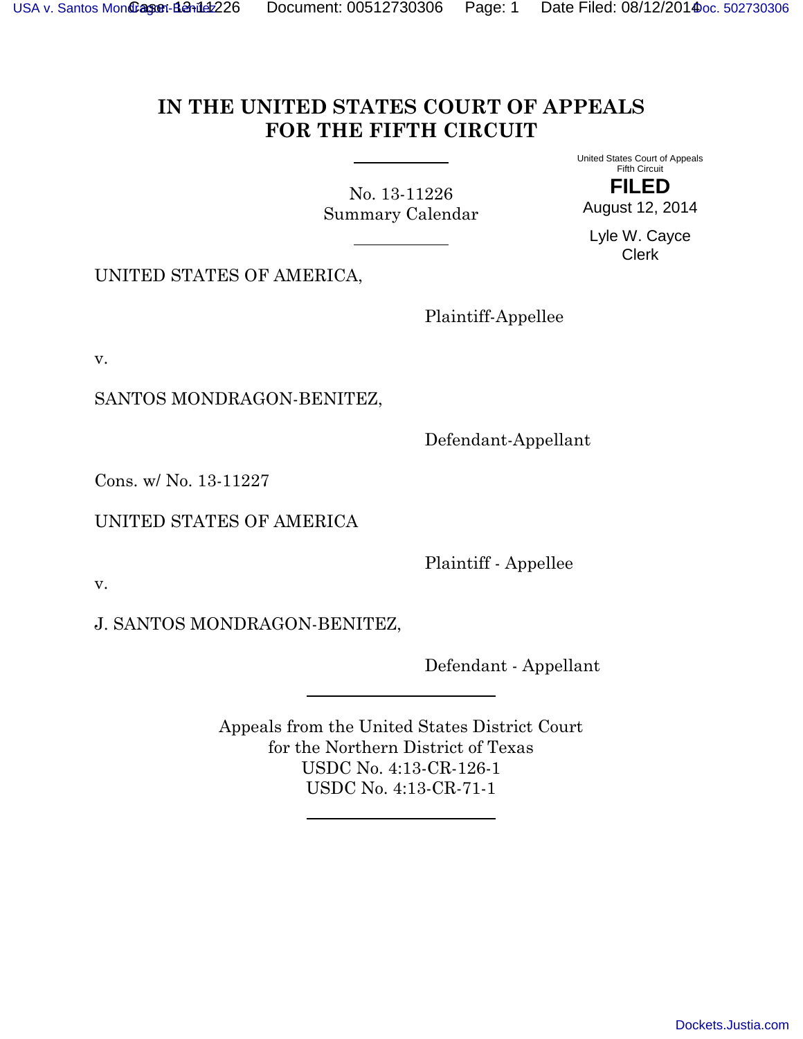# IN THE UNITED STATES COURT OF APPEALS FOR THE FIFTH CIRCUIT

No. 13-11226
Summary Calendar

United States Court of Appeals
Fifth Circuit

**FILED**
August 12, 2014

Lyle W. Cayce
Clerk

UNITED STATES OF AMERICA,

Plaintiff-Appellee

v.

SANTOS MONDRAGON-BENITEZ,

Defendant-Appellant

Cons. w/ No. 13-11227

UNITED STATES OF AMERICA

Plaintiff - Appellee

v.

J. SANTOS MONDRAGON-BENITEZ,

Defendant - Appellant

Appeals from the United States District Court
for the Northern District of Texas
USDC No. 4:13-CR-126-1
USDC No. 4:13-CR-71-1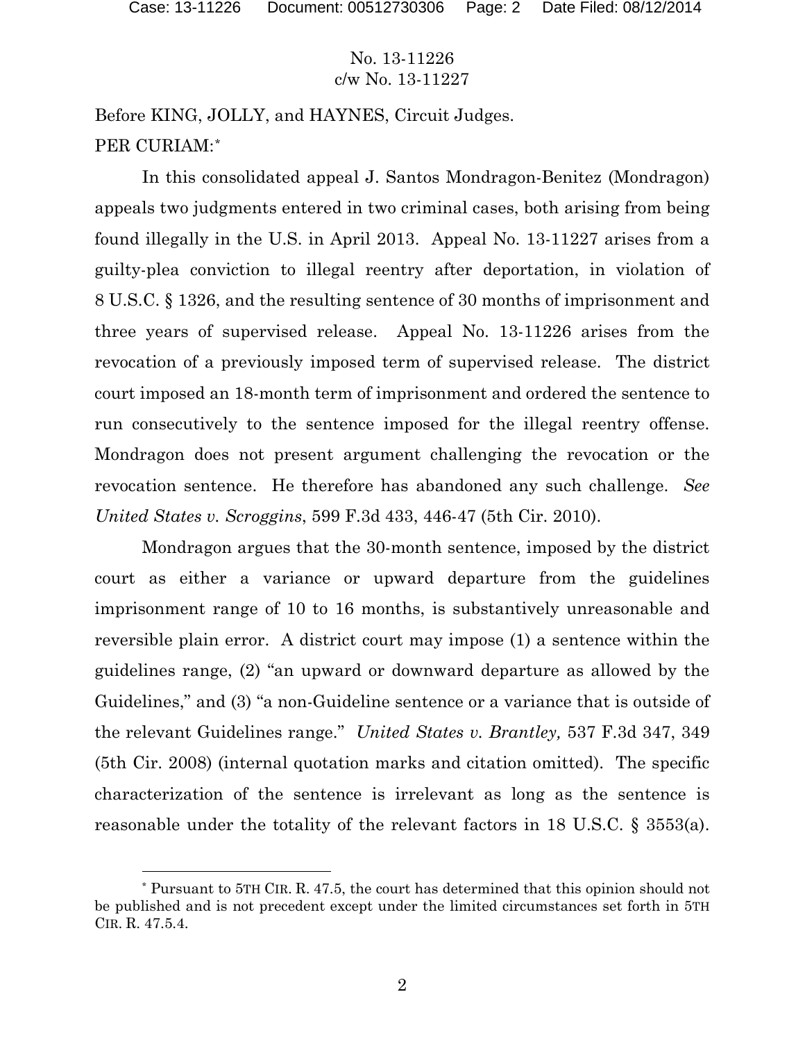No. 13-11226
c/w No. 13-11227

Before KING, JOLLY, and HAYNES, Circuit Judges.

PER CURIAM:*

In this consolidated appeal J. Santos Mondragon-Benitez (Mondragon) appeals two judgments entered in two criminal cases, both arising from being found illegally in the U.S. in April 2013. Appeal No. 13-11227 arises from a guilty-plea conviction to illegal reentry after deportation, in violation of 8 U.S.C. § 1326, and the resulting sentence of 30 months of imprisonment and three years of supervised release. Appeal No. 13-11226 arises from the revocation of a previously imposed term of supervised release. The district court imposed an 18-month term of imprisonment and ordered the sentence to run consecutively to the sentence imposed for the illegal reentry offense. Mondragon does not present argument challenging the revocation or the revocation sentence. He therefore has abandoned any such challenge. *See United States v. Scroggins*, 599 F.3d 433, 446-47 (5th Cir. 2010).

Mondragon argues that the 30-month sentence, imposed by the district court as either a variance or upward departure from the guidelines imprisonment range of 10 to 16 months, is substantively unreasonable and reversible plain error. A district court may impose (1) a sentence within the guidelines range, (2) "an upward or downward departure as allowed by the Guidelines," and (3) "a non-Guideline sentence or a variance that is outside of the relevant Guidelines range." *United States v. Brantley,* 537 F.3d 347, 349 (5th Cir. 2008) (internal quotation marks and citation omitted). The specific characterization of the sentence is irrelevant as long as the sentence is reasonable under the totality of the relevant factors in 18 U.S.C. § 3553(a).

---

\* Pursuant to 5TH CIR. R. 47.5, the court has determined that this opinion should not be published and is not precedent except under the limited circumstances set forth in 5TH CIR. R. 47.5.4.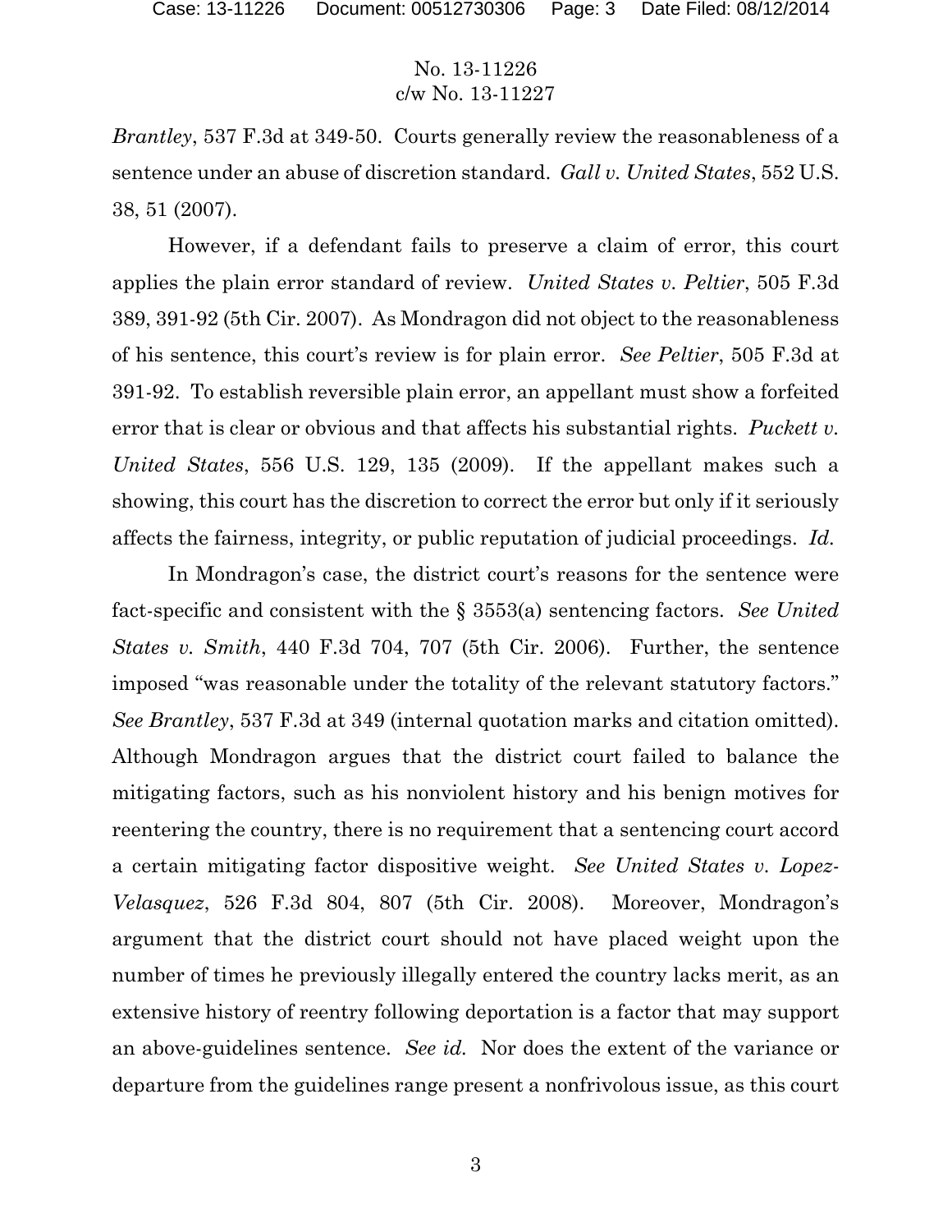*Brantley*, 537 F.3d at 349-50. Courts generally review the reasonableness of a sentence under an abuse of discretion standard. *Gall v. United States*, 552 U.S. 38, 51 (2007).

However, if a defendant fails to preserve a claim of error, this court applies the plain error standard of review. *United States v. Peltier*, 505 F.3d 389, 391-92 (5th Cir. 2007). As Mondragon did not object to the reasonableness of his sentence, this court's review is for plain error. *See Peltier*, 505 F.3d at 391-92. To establish reversible plain error, an appellant must show a forfeited error that is clear or obvious and that affects his substantial rights. *Puckett v. United States*, 556 U.S. 129, 135 (2009). If the appellant makes such a showing, this court has the discretion to correct the error but only if it seriously affects the fairness, integrity, or public reputation of judicial proceedings. *Id.*

In Mondragon's case, the district court's reasons for the sentence were fact-specific and consistent with the § 3553(a) sentencing factors. *See United States v. Smith*, 440 F.3d 704, 707 (5th Cir. 2006). Further, the sentence imposed "was reasonable under the totality of the relevant statutory factors." *See Brantley*, 537 F.3d at 349 (internal quotation marks and citation omitted). Although Mondragon argues that the district court failed to balance the mitigating factors, such as his nonviolent history and his benign motives for reentering the country, there is no requirement that a sentencing court accord a certain mitigating factor dispositive weight. *See United States v. Lopez-Velasquez*, 526 F.3d 804, 807 (5th Cir. 2008). Moreover, Mondragon's argument that the district court should not have placed weight upon the number of times he previously illegally entered the country lacks merit, as an extensive history of reentry following deportation is a factor that may support an above-guidelines sentence. *See id.* Nor does the extent of the variance or departure from the guidelines range present a nonfrivolous issue, as this court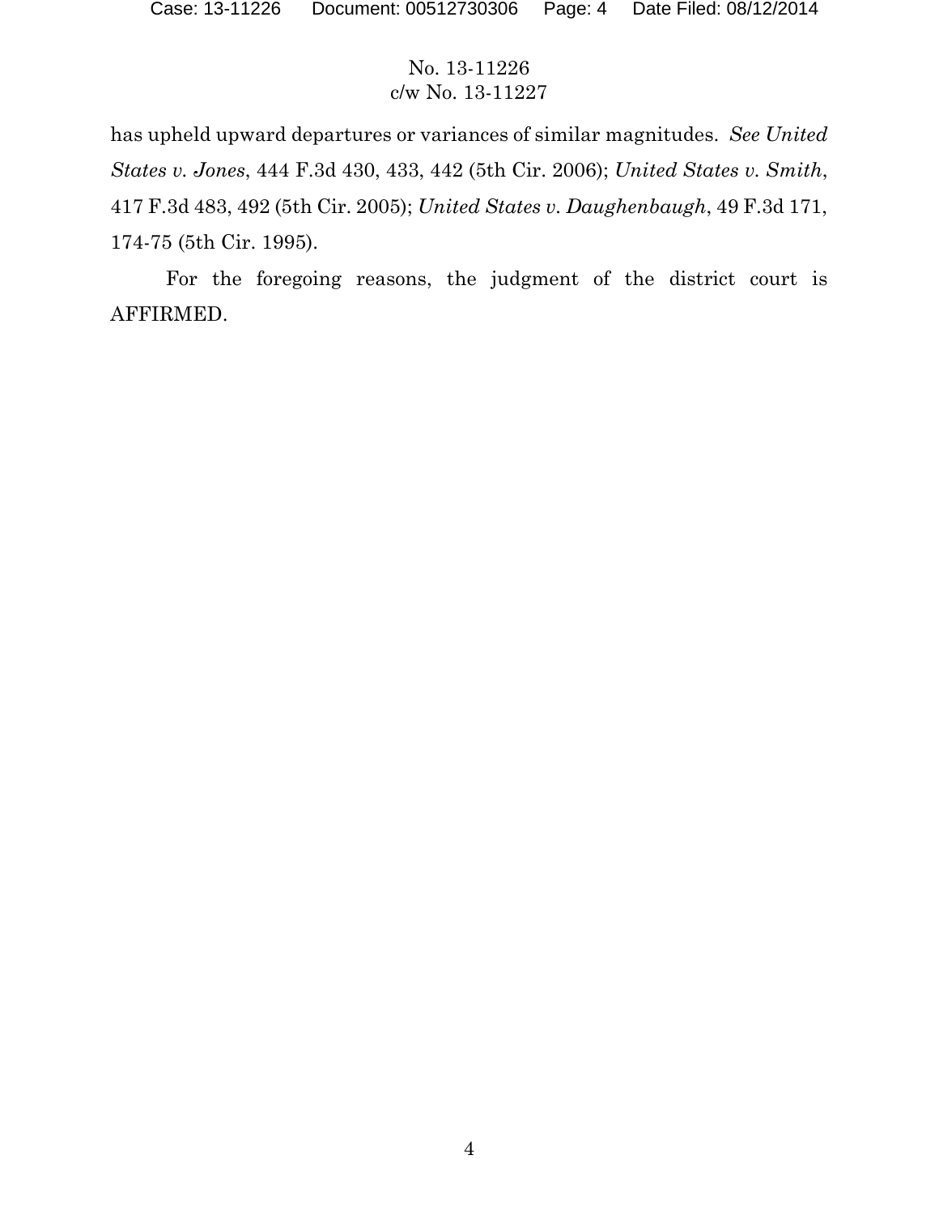has upheld upward departures or variances of similar magnitudes. *See United States v. Jones*, 444 F.3d 430, 433, 442 (5th Cir. 2006); *United States v. Smith*, 417 F.3d 483, 492 (5th Cir. 2005); *United States v. Daughenbaugh*, 49 F.3d 171, 174-75 (5th Cir. 1995).

For the foregoing reasons, the judgment of the district court is AFFIRMED.